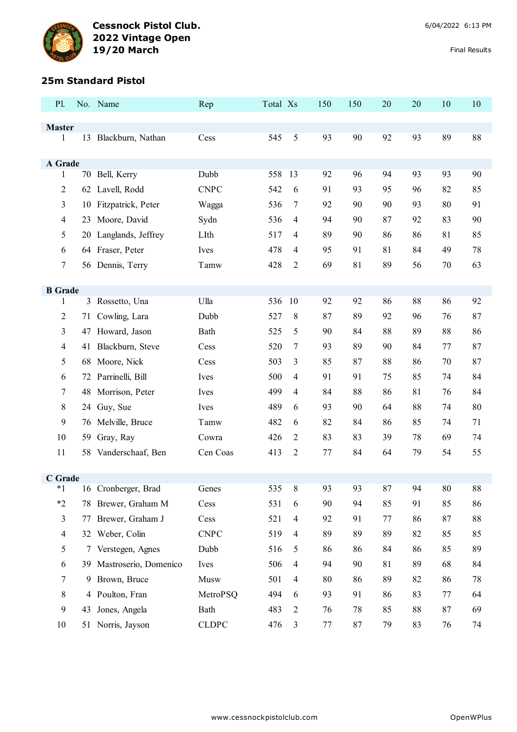# Cessnock Pistol Club.
## 2022 Vintage Open
## 19/20 March

6/04/2022 6:13 PM

Final Results

### 25m Standard Pistol

| Pl. | No. | Name | Rep | Total | Xs | 150 | 150 | 20 | 20 | 10 | 10 |
|---|---|---|---|---|---|---|---|---|---|---|---|
| **Master** | | | | | | | | | | | |
| 1 | 13 | Blackburn, Nathan | Cess | 545 | 5 | 93 | 90 | 92 | 93 | 89 | 88 |
| **A Grade** | | | | | | | | | | | |
| 1 | 70 | Bell, Kerry | Dubb | 558 | 13 | 92 | 96 | 94 | 93 | 93 | 90 |
| 2 | 62 | Lavell, Rodd | CNPC | 542 | 6 | 91 | 93 | 95 | 96 | 82 | 85 |
| 3 | 10 | Fitzpatrick, Peter | Wagga | 536 | 7 | 92 | 90 | 90 | 93 | 80 | 91 |
| 4 | 23 | Moore, David | Sydn | 536 | 4 | 94 | 90 | 87 | 92 | 83 | 90 |
| 5 | 20 | Langlands, Jeffrey | LIth | 517 | 4 | 89 | 90 | 86 | 86 | 81 | 85 |
| 6 | 64 | Fraser, Peter | Ives | 478 | 4 | 95 | 91 | 81 | 84 | 49 | 78 |
| 7 | 56 | Dennis, Terry | Tamw | 428 | 2 | 69 | 81 | 89 | 56 | 70 | 63 |
| **B Grade** | | | | | | | | | | | |
| 1 | 3 | Rossetto, Una | Ulla | 536 | 10 | 92 | 92 | 86 | 88 | 86 | 92 |
| 2 | 71 | Cowling, Lara | Dubb | 527 | 8 | 87 | 89 | 92 | 96 | 76 | 87 |
| 3 | 47 | Howard, Jason | Bath | 525 | 5 | 90 | 84 | 88 | 89 | 88 | 86 |
| 4 | 41 | Blackburn, Steve | Cess | 520 | 7 | 93 | 89 | 90 | 84 | 77 | 87 |
| 5 | 68 | Moore, Nick | Cess | 503 | 3 | 85 | 87 | 88 | 86 | 70 | 87 |
| 6 | 72 | Parrinelli, Bill | Ives | 500 | 4 | 91 | 91 | 75 | 85 | 74 | 84 |
| 7 | 48 | Morrison, Peter | Ives | 499 | 4 | 84 | 88 | 86 | 81 | 76 | 84 |
| 8 | 24 | Guy, Sue | Ives | 489 | 6 | 93 | 90 | 64 | 88 | 74 | 80 |
| 9 | 76 | Melville, Bruce | Tamw | 482 | 6 | 82 | 84 | 86 | 85 | 74 | 71 |
| 10 | 59 | Gray, Ray | Cowra | 426 | 2 | 83 | 83 | 39 | 78 | 69 | 74 |
| 11 | 58 | Vanderschaaf, Ben | Cen Coas | 413 | 2 | 77 | 84 | 64 | 79 | 54 | 55 |
| **C Grade** | | | | | | | | | | | |
| *1 | 16 | Cronberger, Brad | Genes | 535 | 8 | 93 | 93 | 87 | 94 | 80 | 88 |
| *2 | 78 | Brewer, Graham M | Cess | 531 | 6 | 90 | 94 | 85 | 91 | 85 | 86 |
| 3 | 77 | Brewer, Graham J | Cess | 521 | 4 | 92 | 91 | 77 | 86 | 87 | 88 |
| 4 | 32 | Weber, Colin | CNPC | 519 | 4 | 89 | 89 | 89 | 82 | 85 | 85 |
| 5 | 7 | Verstegen, Agnes | Dubb | 516 | 5 | 86 | 86 | 84 | 86 | 85 | 89 |
| 6 | 39 | Mastroserio, Domenico | Ives | 506 | 4 | 94 | 90 | 81 | 89 | 68 | 84 |
| 7 | 9 | Brown, Bruce | Musw | 501 | 4 | 80 | 86 | 89 | 82 | 86 | 78 |
| 8 | 4 | Poulton, Fran | MetroPSQ | 494 | 6 | 93 | 91 | 86 | 83 | 77 | 64 |
| 9 | 43 | Jones, Angela | Bath | 483 | 2 | 76 | 78 | 85 | 88 | 87 | 69 |
| 10 | 51 | Norris, Jayson | CLDPC | 476 | 3 | 77 | 87 | 79 | 83 | 76 | 74 |

www.cessnockpistolclub.com    OpenWPlus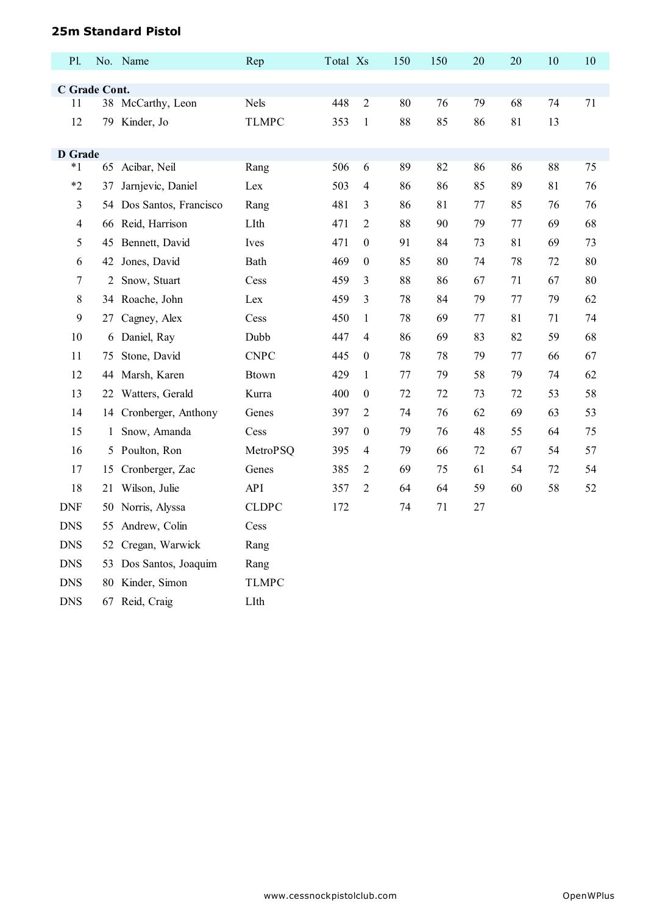## 25m Standard Pistol

| Pl. | No. | Name | Rep | Total | Xs | 150 | 150 | 20 | 20 | 10 | 10 |
|---|---|---|---|---|---|---|---|---|---|---|---|
| **C Grade Cont.** | | | | | | | | | | | |
| 11 | 38 | McCarthy, Leon | Nels | 448 | 2 | 80 | 76 | 79 | 68 | 74 | 71 |
| 12 | 79 | Kinder, Jo | TLMPC | 353 | 1 | 88 | 85 | 86 | 81 | 13 | |
| **D Grade** | | | | | | | | | | | |
| *1 | 65 | Acibar, Neil | Rang | 506 | 6 | 89 | 82 | 86 | 86 | 88 | 75 |
| *2 | 37 | Jarnjevic, Daniel | Lex | 503 | 4 | 86 | 86 | 85 | 89 | 81 | 76 |
| 3 | 54 | Dos Santos, Francisco | Rang | 481 | 3 | 86 | 81 | 77 | 85 | 76 | 76 |
| 4 | 66 | Reid, Harrison | LIth | 471 | 2 | 88 | 90 | 79 | 77 | 69 | 68 |
| 5 | 45 | Bennett, David | Ives | 471 | 0 | 91 | 84 | 73 | 81 | 69 | 73 |
| 6 | 42 | Jones, David | Bath | 469 | 0 | 85 | 80 | 74 | 78 | 72 | 80 |
| 7 | 2 | Snow, Stuart | Cess | 459 | 3 | 88 | 86 | 67 | 71 | 67 | 80 |
| 8 | 34 | Roache, John | Lex | 459 | 3 | 78 | 84 | 79 | 77 | 79 | 62 |
| 9 | 27 | Cagney, Alex | Cess | 450 | 1 | 78 | 69 | 77 | 81 | 71 | 74 |
| 10 | 6 | Daniel, Ray | Dubb | 447 | 4 | 86 | 69 | 83 | 82 | 59 | 68 |
| 11 | 75 | Stone, David | CNPC | 445 | 0 | 78 | 78 | 79 | 77 | 66 | 67 |
| 12 | 44 | Marsh, Karen | Btown | 429 | 1 | 77 | 79 | 58 | 79 | 74 | 62 |
| 13 | 22 | Watters, Gerald | Kurra | 400 | 0 | 72 | 72 | 73 | 72 | 53 | 58 |
| 14 | 14 | Cronberger, Anthony | Genes | 397 | 2 | 74 | 76 | 62 | 69 | 63 | 53 |
| 15 | 1 | Snow, Amanda | Cess | 397 | 0 | 79 | 76 | 48 | 55 | 64 | 75 |
| 16 | 5 | Poulton, Ron | MetroPSQ | 395 | 4 | 79 | 66 | 72 | 67 | 54 | 57 |
| 17 | 15 | Cronberger, Zac | Genes | 385 | 2 | 69 | 75 | 61 | 54 | 72 | 54 |
| 18 | 21 | Wilson, Julie | API | 357 | 2 | 64 | 64 | 59 | 60 | 58 | 52 |
| DNF | 50 | Norris, Alyssa | CLDPC | 172 | | 74 | 71 | 27 | | | |
| DNS | 55 | Andrew, Colin | Cess | | | | | | | | |
| DNS | 52 | Cregan, Warwick | Rang | | | | | | | | |
| DNS | 53 | Dos Santos, Joaquim | Rang | | | | | | | | |
| DNS | 80 | Kinder, Simon | TLMPC | | | | | | | | |
| DNS | 67 | Reid, Craig | LIth | | | | | | | | |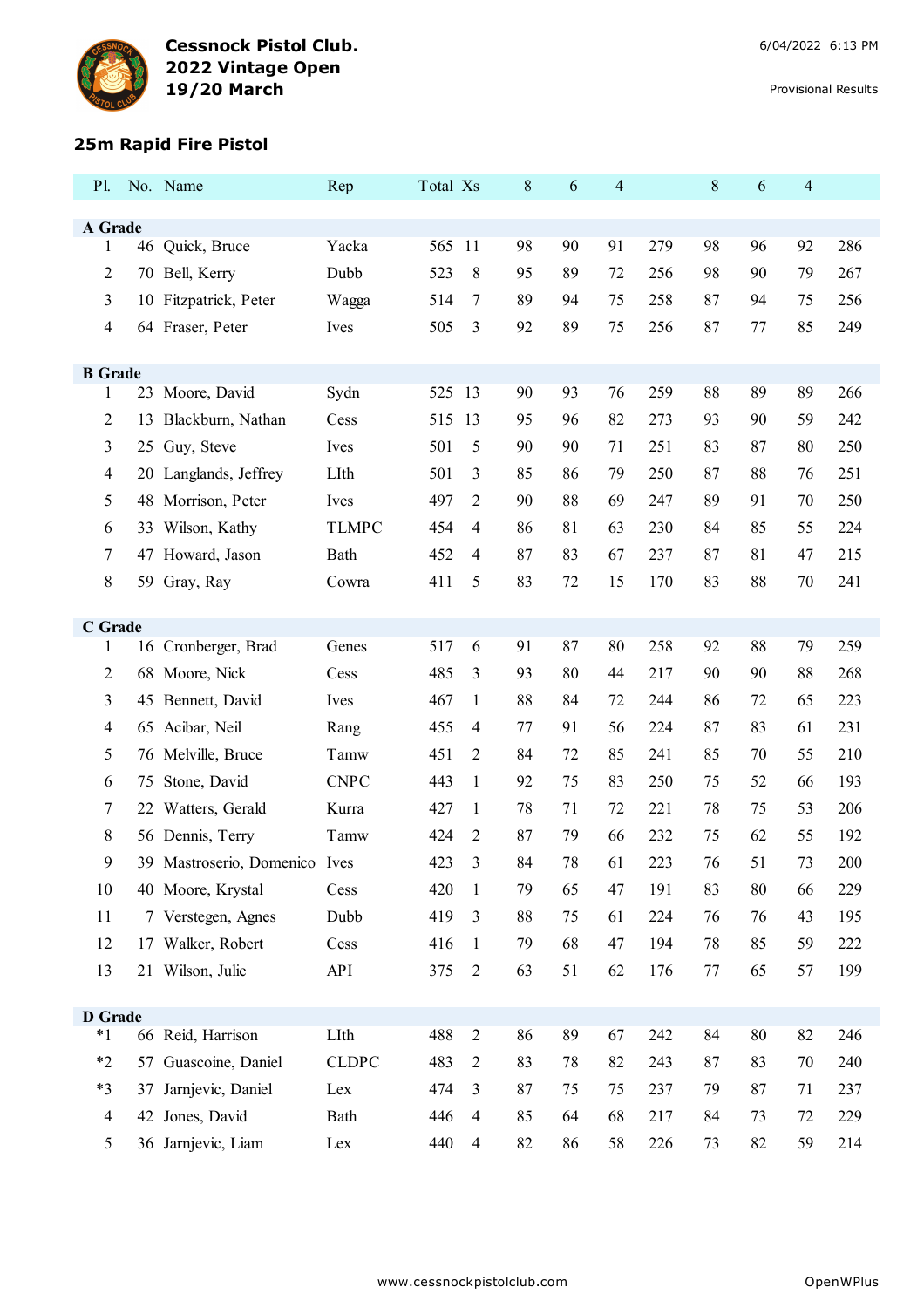# Cessnock Pistol Club.
## 2022 Vintage Open
## 19/20 March

6/04/2022 6:13 PM

Provisional Results

### 25m Rapid Fire Pistol

| Pl. | No. | Name | Rep | Total | Xs | 8 | 6 | 4 | | 8 | 6 | 4 | |
|---|---|---|---|---|---|---|---|---|---|---|---|---|---|
| **A Grade** | | | | | | | | | | | | | |
| 1 | 46 | Quick, Bruce | Yacka | 565 | 11 | 98 | 90 | 91 | 279 | 98 | 96 | 92 | 286 |
| 2 | 70 | Bell, Kerry | Dubb | 523 | 8 | 95 | 89 | 72 | 256 | 98 | 90 | 79 | 267 |
| 3 | 10 | Fitzpatrick, Peter | Wagga | 514 | 7 | 89 | 94 | 75 | 258 | 87 | 94 | 75 | 256 |
| 4 | 64 | Fraser, Peter | Ives | 505 | 3 | 92 | 89 | 75 | 256 | 87 | 77 | 85 | 249 |
| **B Grade** | | | | | | | | | | | | | |
| 1 | 23 | Moore, David | Sydn | 525 | 13 | 90 | 93 | 76 | 259 | 88 | 89 | 89 | 266 |
| 2 | 13 | Blackburn, Nathan | Cess | 515 | 13 | 95 | 96 | 82 | 273 | 93 | 90 | 59 | 242 |
| 3 | 25 | Guy, Steve | Ives | 501 | 5 | 90 | 90 | 71 | 251 | 83 | 87 | 80 | 250 |
| 4 | 20 | Langlands, Jeffrey | LIth | 501 | 3 | 85 | 86 | 79 | 250 | 87 | 88 | 76 | 251 |
| 5 | 48 | Morrison, Peter | Ives | 497 | 2 | 90 | 88 | 69 | 247 | 89 | 91 | 70 | 250 |
| 6 | 33 | Wilson, Kathy | TLMPC | 454 | 4 | 86 | 81 | 63 | 230 | 84 | 85 | 55 | 224 |
| 7 | 47 | Howard, Jason | Bath | 452 | 4 | 87 | 83 | 67 | 237 | 87 | 81 | 47 | 215 |
| 8 | 59 | Gray, Ray | Cowra | 411 | 5 | 83 | 72 | 15 | 170 | 83 | 88 | 70 | 241 |
| **C Grade** | | | | | | | | | | | | | |
| 1 | 16 | Cronberger, Brad | Genes | 517 | 6 | 91 | 87 | 80 | 258 | 92 | 88 | 79 | 259 |
| 2 | 68 | Moore, Nick | Cess | 485 | 3 | 93 | 80 | 44 | 217 | 90 | 90 | 88 | 268 |
| 3 | 45 | Bennett, David | Ives | 467 | 1 | 88 | 84 | 72 | 244 | 86 | 72 | 65 | 223 |
| 4 | 65 | Acibar, Neil | Rang | 455 | 4 | 77 | 91 | 56 | 224 | 87 | 83 | 61 | 231 |
| 5 | 76 | Melville, Bruce | Tamw | 451 | 2 | 84 | 72 | 85 | 241 | 85 | 70 | 55 | 210 |
| 6 | 75 | Stone, David | CNPC | 443 | 1 | 92 | 75 | 83 | 250 | 75 | 52 | 66 | 193 |
| 7 | 22 | Watters, Gerald | Kurra | 427 | 1 | 78 | 71 | 72 | 221 | 78 | 75 | 53 | 206 |
| 8 | 56 | Dennis, Terry | Tamw | 424 | 2 | 87 | 79 | 66 | 232 | 75 | 62 | 55 | 192 |
| 9 | 39 | Mastroserio, Domenico | Ives | 423 | 3 | 84 | 78 | 61 | 223 | 76 | 51 | 73 | 200 |
| 10 | 40 | Moore, Krystal | Cess | 420 | 1 | 79 | 65 | 47 | 191 | 83 | 80 | 66 | 229 |
| 11 | 7 | Verstegen, Agnes | Dubb | 419 | 3 | 88 | 75 | 61 | 224 | 76 | 76 | 43 | 195 |
| 12 | 17 | Walker, Robert | Cess | 416 | 1 | 79 | 68 | 47 | 194 | 78 | 85 | 59 | 222 |
| 13 | 21 | Wilson, Julie | API | 375 | 2 | 63 | 51 | 62 | 176 | 77 | 65 | 57 | 199 |
| **D Grade** | | | | | | | | | | | | | |
| *1 | 66 | Reid, Harrison | LIth | 488 | 2 | 86 | 89 | 67 | 242 | 84 | 80 | 82 | 246 |
| *2 | 57 | Guascoine, Daniel | CLDPC | 483 | 2 | 83 | 78 | 82 | 243 | 87 | 83 | 70 | 240 |
| *3 | 37 | Jarnjevic, Daniel | Lex | 474 | 3 | 87 | 75 | 75 | 237 | 79 | 87 | 71 | 237 |
| 4 | 42 | Jones, David | Bath | 446 | 4 | 85 | 64 | 68 | 217 | 84 | 73 | 72 | 229 |
| 5 | 36 | Jarnjevic, Liam | Lex | 440 | 4 | 82 | 86 | 58 | 226 | 73 | 82 | 59 | 214 |

www.cessnockpistolclub.com

OpenWPlus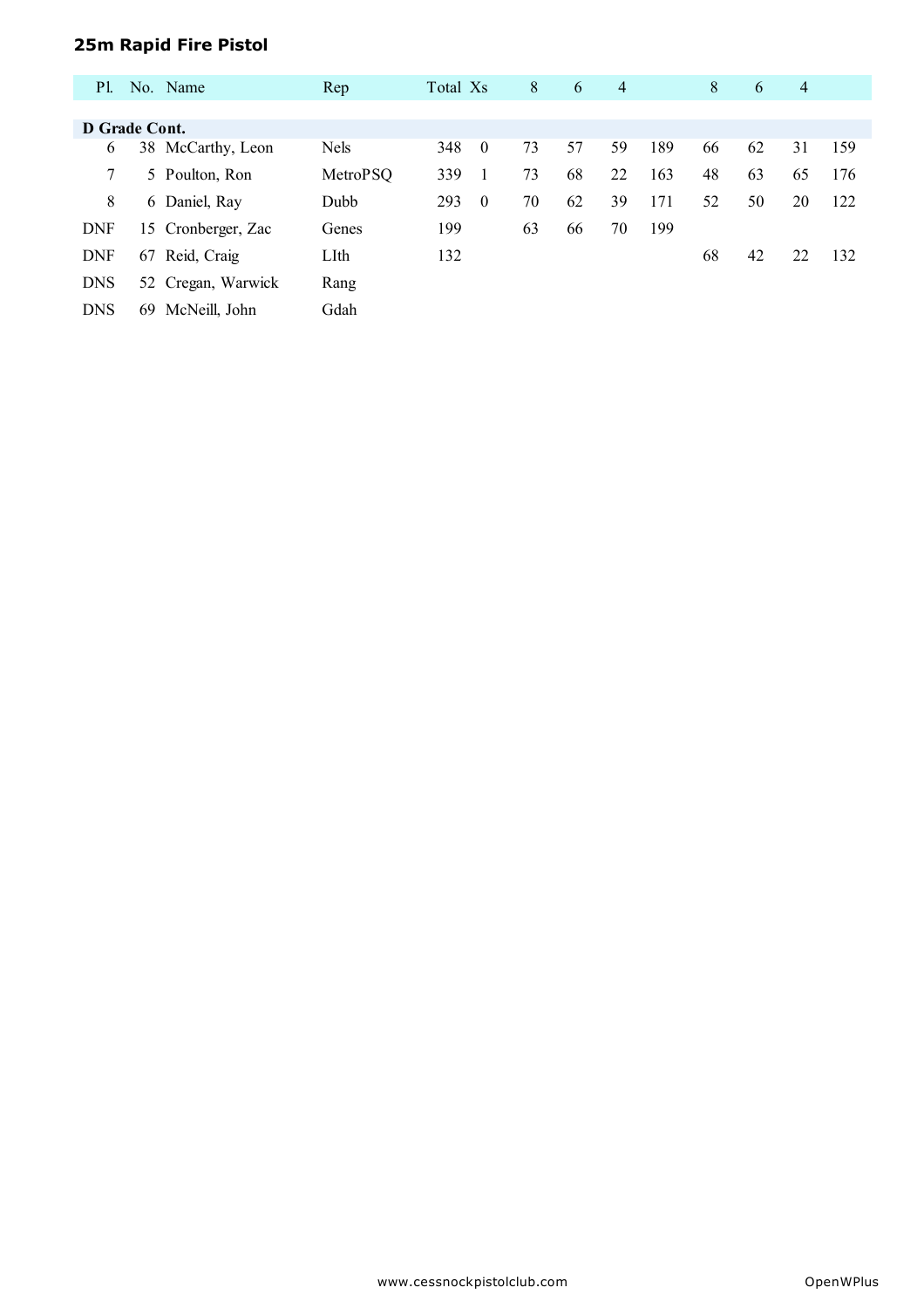## 25m Rapid Fire Pistol

| Pl. | No. | Name | Rep | Total | Xs | 8 | 6 | 4 | | 8 | 6 | 4 | |
|---|---|---|---|---|---|---|---|---|---|---|---|---|---|
| **D Grade Cont.** | | | | | | | | | | | | | |
| 6 | 38 | McCarthy, Leon | Nels | 348 | 0 | 73 | 57 | 59 | 189 | 66 | 62 | 31 | 159 |
| 7 | 5 | Poulton, Ron | MetroPSQ | 339 | 1 | 73 | 68 | 22 | 163 | 48 | 63 | 65 | 176 |
| 8 | 6 | Daniel, Ray | Dubb | 293 | 0 | 70 | 62 | 39 | 171 | 52 | 50 | 20 | 122 |
| DNF | 15 | Cronberger, Zac | Genes | 199 | | 63 | 66 | 70 | 199 | | | | |
| DNF | 67 | Reid, Craig | LIth | 132 | | | | | | 68 | 42 | 22 | 132 |
| DNS | 52 | Cregan, Warwick | Rang | | | | | | | | | | |
| DNS | 69 | McNeill, John | Gdah | | | | | | | | | | |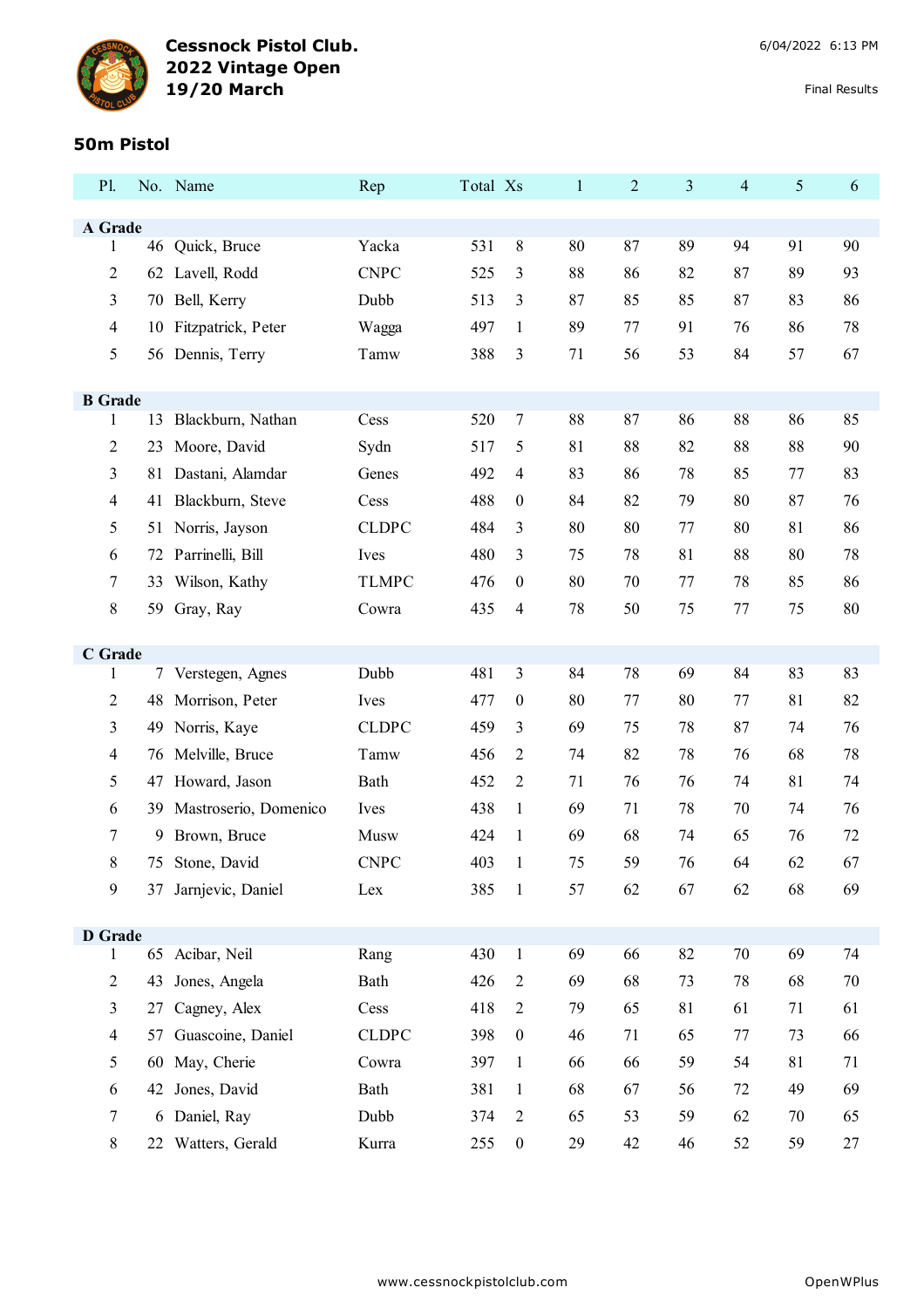**Cessnock Pistol Club.**
**2022 Vintage Open**
**19/20 March**

6/04/2022 6:13 PM

Final Results

## 50m Pistol

| Pl. | No. | Name | Rep | Total | Xs | 1 | 2 | 3 | 4 | 5 | 6 |
|---|---|---|---|---|---|---|---|---|---|---|---|
| **A Grade** | | | | | | | | | | | |
| 1 | 46 | Quick, Bruce | Yacka | 531 | 8 | 80 | 87 | 89 | 94 | 91 | 90 |
| 2 | 62 | Lavell, Rodd | CNPC | 525 | 3 | 88 | 86 | 82 | 87 | 89 | 93 |
| 3 | 70 | Bell, Kerry | Dubb | 513 | 3 | 87 | 85 | 85 | 87 | 83 | 86 |
| 4 | 10 | Fitzpatrick, Peter | Wagga | 497 | 1 | 89 | 77 | 91 | 76 | 86 | 78 |
| 5 | 56 | Dennis, Terry | Tamw | 388 | 3 | 71 | 56 | 53 | 84 | 57 | 67 |
| **B Grade** | | | | | | | | | | | |
| 1 | 13 | Blackburn, Nathan | Cess | 520 | 7 | 88 | 87 | 86 | 88 | 86 | 85 |
| 2 | 23 | Moore, David | Sydn | 517 | 5 | 81 | 88 | 82 | 88 | 88 | 90 |
| 3 | 81 | Dastani, Alamdar | Genes | 492 | 4 | 83 | 86 | 78 | 85 | 77 | 83 |
| 4 | 41 | Blackburn, Steve | Cess | 488 | 0 | 84 | 82 | 79 | 80 | 87 | 76 |
| 5 | 51 | Norris, Jayson | CLDPC | 484 | 3 | 80 | 80 | 77 | 80 | 81 | 86 |
| 6 | 72 | Parrinelli, Bill | Ives | 480 | 3 | 75 | 78 | 81 | 88 | 80 | 78 |
| 7 | 33 | Wilson, Kathy | TLMPC | 476 | 0 | 80 | 70 | 77 | 78 | 85 | 86 |
| 8 | 59 | Gray, Ray | Cowra | 435 | 4 | 78 | 50 | 75 | 77 | 75 | 80 |
| **C Grade** | | | | | | | | | | | |
| 1 | 7 | Verstegen, Agnes | Dubb | 481 | 3 | 84 | 78 | 69 | 84 | 83 | 83 |
| 2 | 48 | Morrison, Peter | Ives | 477 | 0 | 80 | 77 | 80 | 77 | 81 | 82 |
| 3 | 49 | Norris, Kaye | CLDPC | 459 | 3 | 69 | 75 | 78 | 87 | 74 | 76 |
| 4 | 76 | Melville, Bruce | Tamw | 456 | 2 | 74 | 82 | 78 | 76 | 68 | 78 |
| 5 | 47 | Howard, Jason | Bath | 452 | 2 | 71 | 76 | 76 | 74 | 81 | 74 |
| 6 | 39 | Mastroserio, Domenico | Ives | 438 | 1 | 69 | 71 | 78 | 70 | 74 | 76 |
| 7 | 9 | Brown, Bruce | Musw | 424 | 1 | 69 | 68 | 74 | 65 | 76 | 72 |
| 8 | 75 | Stone, David | CNPC | 403 | 1 | 75 | 59 | 76 | 64 | 62 | 67 |
| 9 | 37 | Jarnjevic, Daniel | Lex | 385 | 1 | 57 | 62 | 67 | 62 | 68 | 69 |
| **D Grade** | | | | | | | | | | | |
| 1 | 65 | Acibar, Neil | Rang | 430 | 1 | 69 | 66 | 82 | 70 | 69 | 74 |
| 2 | 43 | Jones, Angela | Bath | 426 | 2 | 69 | 68 | 73 | 78 | 68 | 70 |
| 3 | 27 | Cagney, Alex | Cess | 418 | 2 | 79 | 65 | 81 | 61 | 71 | 61 |
| 4 | 57 | Guascoine, Daniel | CLDPC | 398 | 0 | 46 | 71 | 65 | 77 | 73 | 66 |
| 5 | 60 | May, Cherie | Cowra | 397 | 1 | 66 | 66 | 59 | 54 | 81 | 71 |
| 6 | 42 | Jones, David | Bath | 381 | 1 | 68 | 67 | 56 | 72 | 49 | 69 |
| 7 | 6 | Daniel, Ray | Dubb | 374 | 2 | 65 | 53 | 59 | 62 | 70 | 65 |
| 8 | 22 | Watters, Gerald | Kurra | 255 | 0 | 29 | 42 | 46 | 52 | 59 | 27 |

www.cessnockpistolclub.com OpenWPlus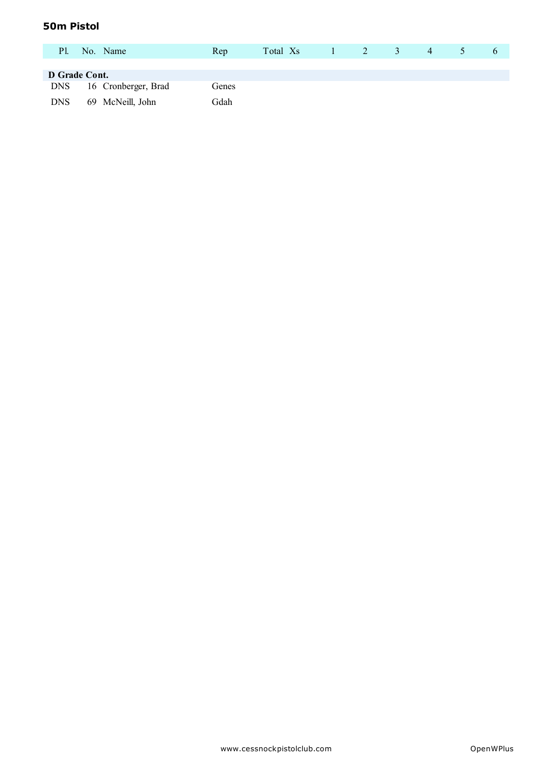## 50m Pistol

| Pl. | No. | Name | Rep | Total | Xs | 1 | 2 | 3 | 4 | 5 | 6 |
|---|---|---|---|---|---|---|---|---|---|---|---|
| **D Grade Cont.** | | | | | | | | | | | |
| DNS | 16 | Cronberger, Brad | Genes | | | | | | | | |
| DNS | 69 | McNeill, John | Gdah | | | | | | | | |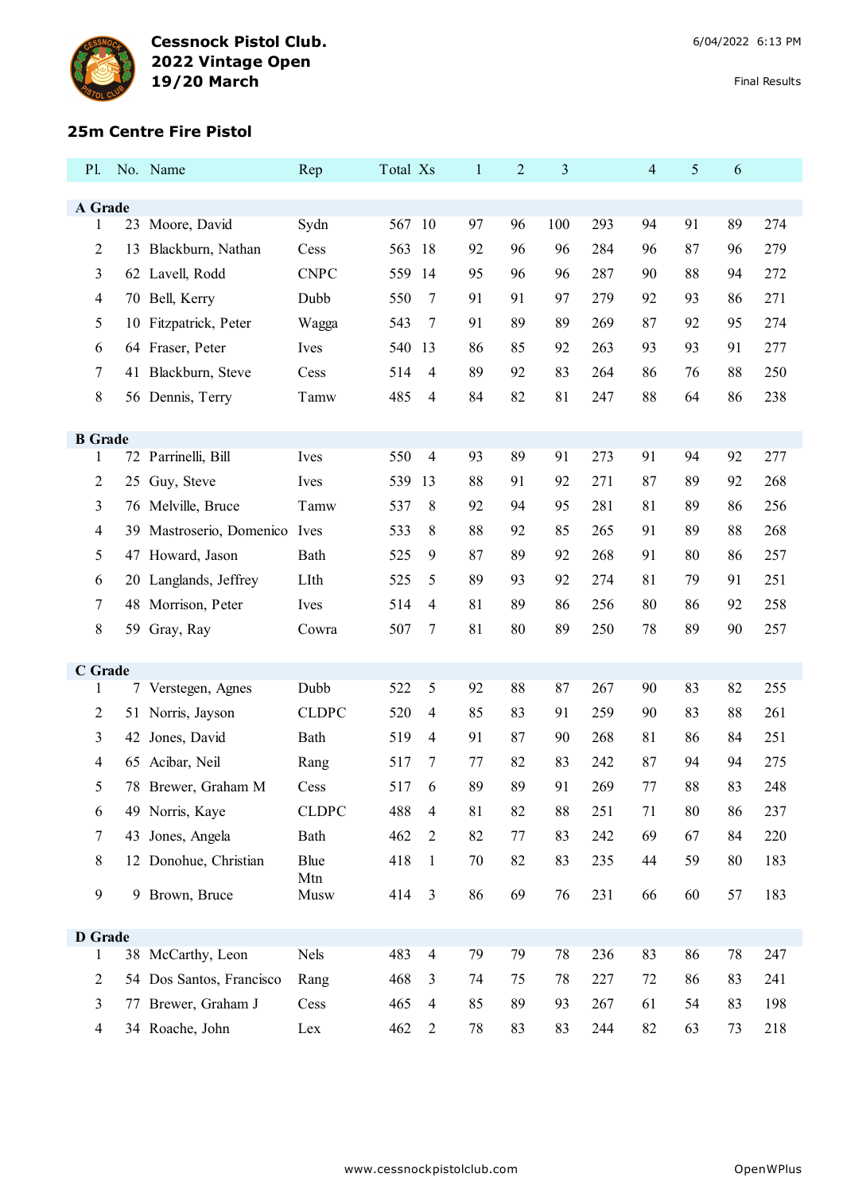**Cessnock Pistol Club.**
**2022 Vintage Open**
**19/20 March**

6/04/2022 6:13 PM

Final Results

## 25m Centre Fire Pistol

| Pl. | No. | Name | Rep | Total | Xs | 1 | 2 | 3 | | 4 | 5 | 6 | |
|---|---|---|---|---|---|---|---|---|---|---|---|---|---|
| **A Grade** | | | | | | | | | | | | | |
| 1 | 23 | Moore, David | Sydn | 567 | 10 | 97 | 96 | 100 | 293 | 94 | 91 | 89 | 274 |
| 2 | 13 | Blackburn, Nathan | Cess | 563 | 18 | 92 | 96 | 96 | 284 | 96 | 87 | 96 | 279 |
| 3 | 62 | Lavell, Rodd | CNPC | 559 | 14 | 95 | 96 | 96 | 287 | 90 | 88 | 94 | 272 |
| 4 | 70 | Bell, Kerry | Dubb | 550 | 7 | 91 | 91 | 97 | 279 | 92 | 93 | 86 | 271 |
| 5 | 10 | Fitzpatrick, Peter | Wagga | 543 | 7 | 91 | 89 | 89 | 269 | 87 | 92 | 95 | 274 |
| 6 | 64 | Fraser, Peter | Ives | 540 | 13 | 86 | 85 | 92 | 263 | 93 | 93 | 91 | 277 |
| 7 | 41 | Blackburn, Steve | Cess | 514 | 4 | 89 | 92 | 83 | 264 | 86 | 76 | 88 | 250 |
| 8 | 56 | Dennis, Terry | Tamw | 485 | 4 | 84 | 82 | 81 | 247 | 88 | 64 | 86 | 238 |
| **B Grade** | | | | | | | | | | | | | |
| 1 | 72 | Parrinelli, Bill | Ives | 550 | 4 | 93 | 89 | 91 | 273 | 91 | 94 | 92 | 277 |
| 2 | 25 | Guy, Steve | Ives | 539 | 13 | 88 | 91 | 92 | 271 | 87 | 89 | 92 | 268 |
| 3 | 76 | Melville, Bruce | Tamw | 537 | 8 | 92 | 94 | 95 | 281 | 81 | 89 | 86 | 256 |
| 4 | 39 | Mastroserio, Domenico | Ives | 533 | 8 | 88 | 92 | 85 | 265 | 91 | 89 | 88 | 268 |
| 5 | 47 | Howard, Jason | Bath | 525 | 9 | 87 | 89 | 92 | 268 | 91 | 80 | 86 | 257 |
| 6 | 20 | Langlands, Jeffrey | LIth | 525 | 5 | 89 | 93 | 92 | 274 | 81 | 79 | 91 | 251 |
| 7 | 48 | Morrison, Peter | Ives | 514 | 4 | 81 | 89 | 86 | 256 | 80 | 86 | 92 | 258 |
| 8 | 59 | Gray, Ray | Cowra | 507 | 7 | 81 | 80 | 89 | 250 | 78 | 89 | 90 | 257 |
| **C Grade** | | | | | | | | | | | | | |
| 1 | 7 | Verstegen, Agnes | Dubb | 522 | 5 | 92 | 88 | 87 | 267 | 90 | 83 | 82 | 255 |
| 2 | 51 | Norris, Jayson | CLDPC | 520 | 4 | 85 | 83 | 91 | 259 | 90 | 83 | 88 | 261 |
| 3 | 42 | Jones, David | Bath | 519 | 4 | 91 | 87 | 90 | 268 | 81 | 86 | 84 | 251 |
| 4 | 65 | Acibar, Neil | Rang | 517 | 7 | 77 | 82 | 83 | 242 | 87 | 94 | 94 | 275 |
| 5 | 78 | Brewer, Graham M | Cess | 517 | 6 | 89 | 89 | 91 | 269 | 77 | 88 | 83 | 248 |
| 6 | 49 | Norris, Kaye | CLDPC | 488 | 4 | 81 | 82 | 88 | 251 | 71 | 80 | 86 | 237 |
| 7 | 43 | Jones, Angela | Bath | 462 | 2 | 82 | 77 | 83 | 242 | 69 | 67 | 84 | 220 |
| 8 | 12 | Donohue, Christian | Blue Mtn | 418 | 1 | 70 | 82 | 83 | 235 | 44 | 59 | 80 | 183 |
| 9 | 9 | Brown, Bruce | Musw | 414 | 3 | 86 | 69 | 76 | 231 | 66 | 60 | 57 | 183 |
| **D Grade** | | | | | | | | | | | | | |
| 1 | 38 | McCarthy, Leon | Nels | 483 | 4 | 79 | 79 | 78 | 236 | 83 | 86 | 78 | 247 |
| 2 | 54 | Dos Santos, Francisco | Rang | 468 | 3 | 74 | 75 | 78 | 227 | 72 | 86 | 83 | 241 |
| 3 | 77 | Brewer, Graham J | Cess | 465 | 4 | 85 | 89 | 93 | 267 | 61 | 54 | 83 | 198 |
| 4 | 34 | Roache, John | Lex | 462 | 2 | 78 | 83 | 83 | 244 | 82 | 63 | 73 | 218 |

www.cessnockpistolclub.com

OpenWPlus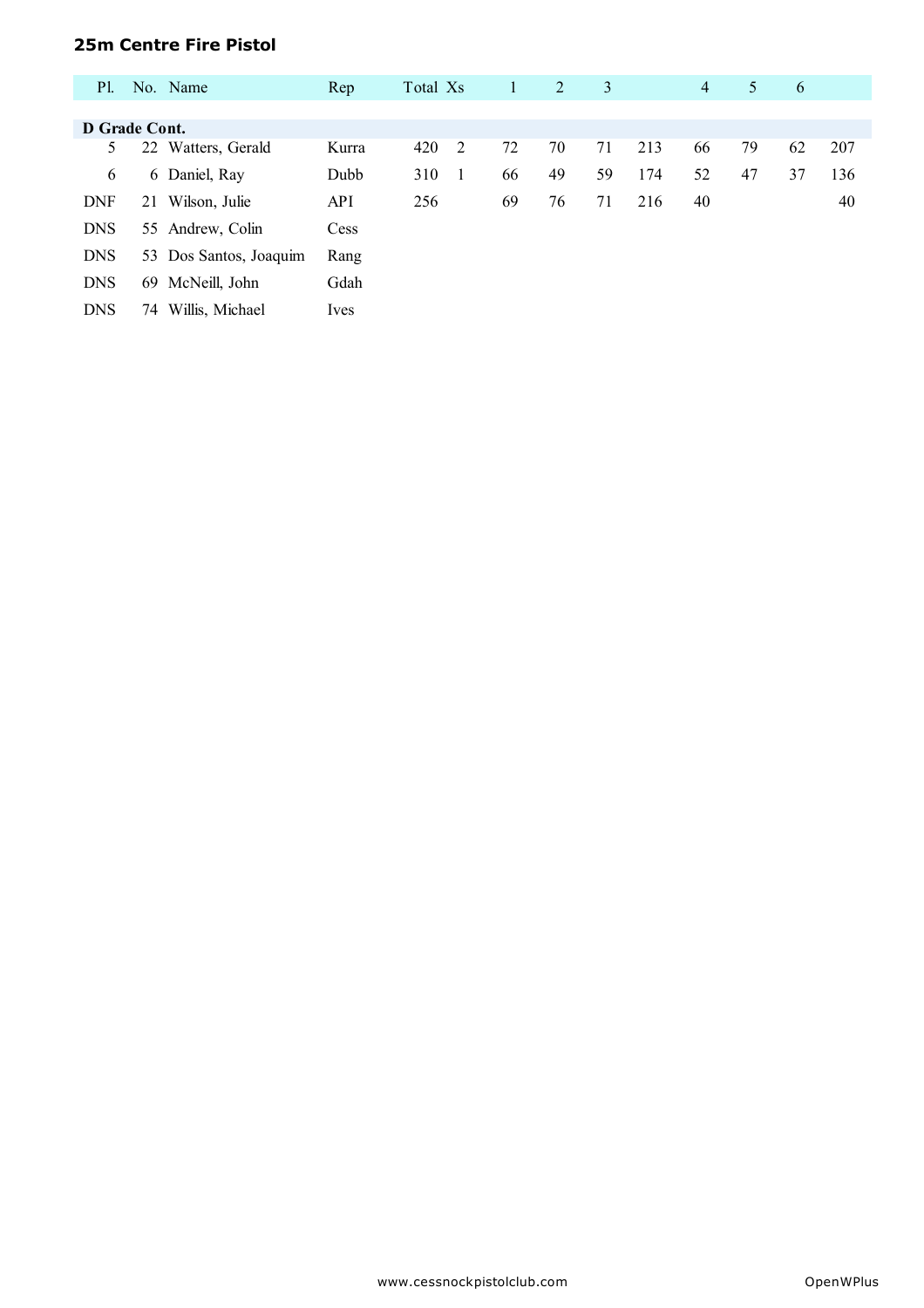**25m Centre Fire Pistol**

| Pl. | No. | Name | Rep | Total | Xs | 1 | 2 | 3 | | 4 | 5 | 6 | |
|---|---|---|---|---|---|---|---|---|---|---|---|---|---|
| **D Grade Cont.** | | | | | | | | | | | | | |
| 5 | 22 | Watters, Gerald | Kurra | 420 | 2 | 72 | 70 | 71 | 213 | 66 | 79 | 62 | 207 |
| 6 | 6 | Daniel, Ray | Dubb | 310 | 1 | 66 | 49 | 59 | 174 | 52 | 47 | 37 | 136 |
| DNF | 21 | Wilson, Julie | API | 256 | | 69 | 76 | 71 | 216 | 40 | | | 40 |
| DNS | 55 | Andrew, Colin | Cess | | | | | | | | | | |
| DNS | 53 | Dos Santos, Joaquim | Rang | | | | | | | | | | |
| DNS | 69 | McNeill, John | Gdah | | | | | | | | | | |
| DNS | 74 | Willis, Michael | Ives | | | | | | | | | | |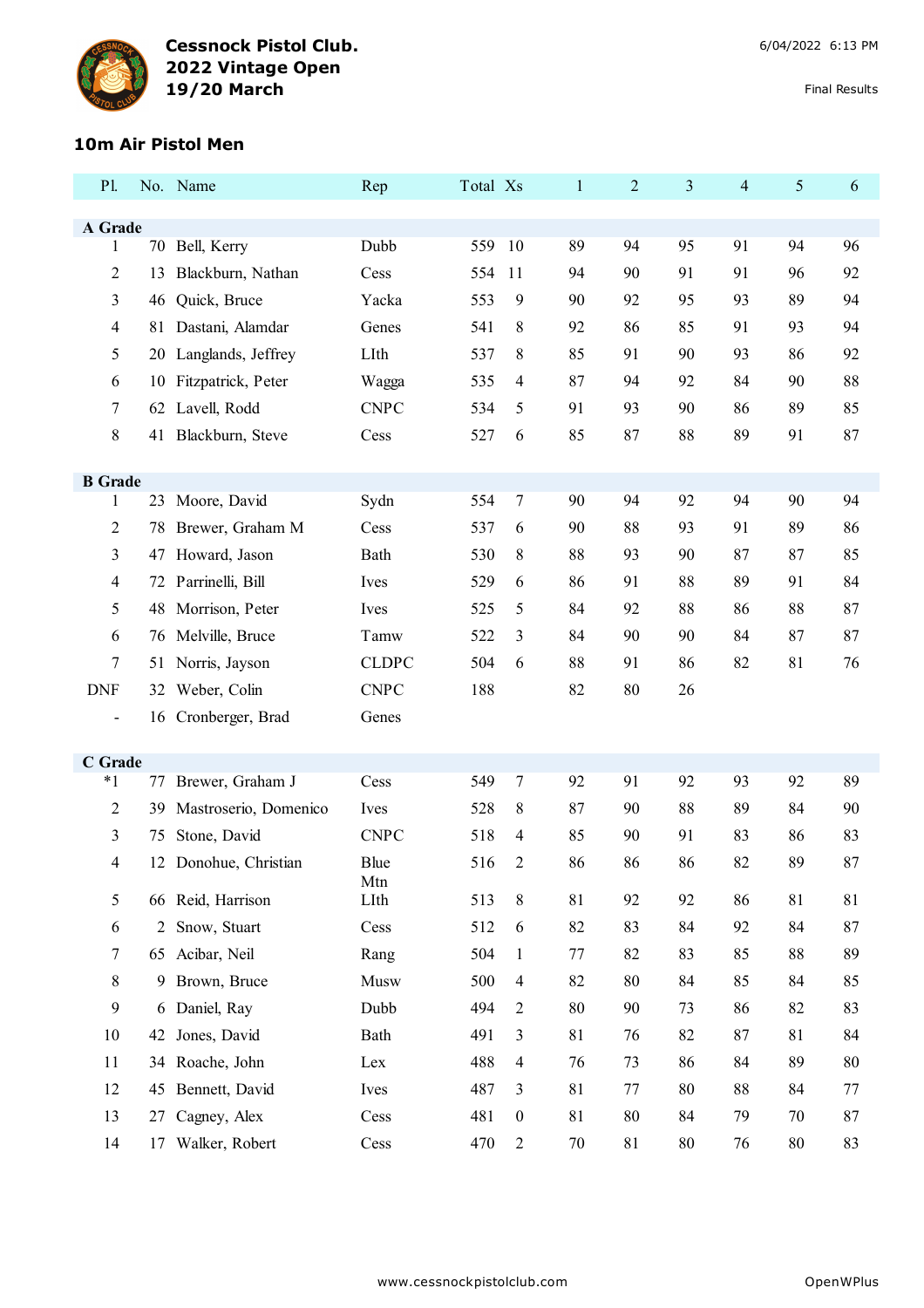**Cessnock Pistol Club.**
**2022 Vintage Open**
**19/20 March**

6/04/2022 6:13 PM

Final Results

### 10m Air Pistol Men

| Pl. | No. | Name | Rep | Total | Xs | 1 | 2 | 3 | 4 | 5 | 6 |
|---|---|---|---|---|---|---|---|---|---|---|---|
| **A Grade** | | | | | | | | | | | |
| 1 | 70 | Bell, Kerry | Dubb | 559 | 10 | 89 | 94 | 95 | 91 | 94 | 96 |
| 2 | 13 | Blackburn, Nathan | Cess | 554 | 11 | 94 | 90 | 91 | 91 | 96 | 92 |
| 3 | 46 | Quick, Bruce | Yacka | 553 | 9 | 90 | 92 | 95 | 93 | 89 | 94 |
| 4 | 81 | Dastani, Alamdar | Genes | 541 | 8 | 92 | 86 | 85 | 91 | 93 | 94 |
| 5 | 20 | Langlands, Jeffrey | LIth | 537 | 8 | 85 | 91 | 90 | 93 | 86 | 92 |
| 6 | 10 | Fitzpatrick, Peter | Wagga | 535 | 4 | 87 | 94 | 92 | 84 | 90 | 88 |
| 7 | 62 | Lavell, Rodd | CNPC | 534 | 5 | 91 | 93 | 90 | 86 | 89 | 85 |
| 8 | 41 | Blackburn, Steve | Cess | 527 | 6 | 85 | 87 | 88 | 89 | 91 | 87 |
| **B Grade** | | | | | | | | | | | |
| 1 | 23 | Moore, David | Sydn | 554 | 7 | 90 | 94 | 92 | 94 | 90 | 94 |
| 2 | 78 | Brewer, Graham M | Cess | 537 | 6 | 90 | 88 | 93 | 91 | 89 | 86 |
| 3 | 47 | Howard, Jason | Bath | 530 | 8 | 88 | 93 | 90 | 87 | 87 | 85 |
| 4 | 72 | Parrinelli, Bill | Ives | 529 | 6 | 86 | 91 | 88 | 89 | 91 | 84 |
| 5 | 48 | Morrison, Peter | Ives | 525 | 5 | 84 | 92 | 88 | 86 | 88 | 87 |
| 6 | 76 | Melville, Bruce | Tamw | 522 | 3 | 84 | 90 | 90 | 84 | 87 | 87 |
| 7 | 51 | Norris, Jayson | CLDPC | 504 | 6 | 88 | 91 | 86 | 82 | 81 | 76 |
| DNF | 32 | Weber, Colin | CNPC | 188 | | 82 | 80 | 26 | | | |
| - | 16 | Cronberger, Brad | Genes | | | | | | | | |
| **C Grade** | | | | | | | | | | | |
| *1 | 77 | Brewer, Graham J | Cess | 549 | 7 | 92 | 91 | 92 | 93 | 92 | 89 |
| 2 | 39 | Mastroserio, Domenico | Ives | 528 | 8 | 87 | 90 | 88 | 89 | 84 | 90 |
| 3 | 75 | Stone, David | CNPC | 518 | 4 | 85 | 90 | 91 | 83 | 86 | 83 |
| 4 | 12 | Donohue, Christian | Blue Mtn | 516 | 2 | 86 | 86 | 86 | 82 | 89 | 87 |
| 5 | 66 | Reid, Harrison | LIth | 513 | 8 | 81 | 92 | 92 | 86 | 81 | 81 |
| 6 | 2 | Snow, Stuart | Cess | 512 | 6 | 82 | 83 | 84 | 92 | 84 | 87 |
| 7 | 65 | Acibar, Neil | Rang | 504 | 1 | 77 | 82 | 83 | 85 | 88 | 89 |
| 8 | 9 | Brown, Bruce | Musw | 500 | 4 | 82 | 80 | 84 | 85 | 84 | 85 |
| 9 | 6 | Daniel, Ray | Dubb | 494 | 2 | 80 | 90 | 73 | 86 | 82 | 83 |
| 10 | 42 | Jones, David | Bath | 491 | 3 | 81 | 76 | 82 | 87 | 81 | 84 |
| 11 | 34 | Roache, John | Lex | 488 | 4 | 76 | 73 | 86 | 84 | 89 | 80 |
| 12 | 45 | Bennett, David | Ives | 487 | 3 | 81 | 77 | 80 | 88 | 84 | 77 |
| 13 | 27 | Cagney, Alex | Cess | 481 | 0 | 81 | 80 | 84 | 79 | 70 | 87 |
| 14 | 17 | Walker, Robert | Cess | 470 | 2 | 70 | 81 | 80 | 76 | 80 | 83 |

www.cessnockpistolclub.com

OpenWPlus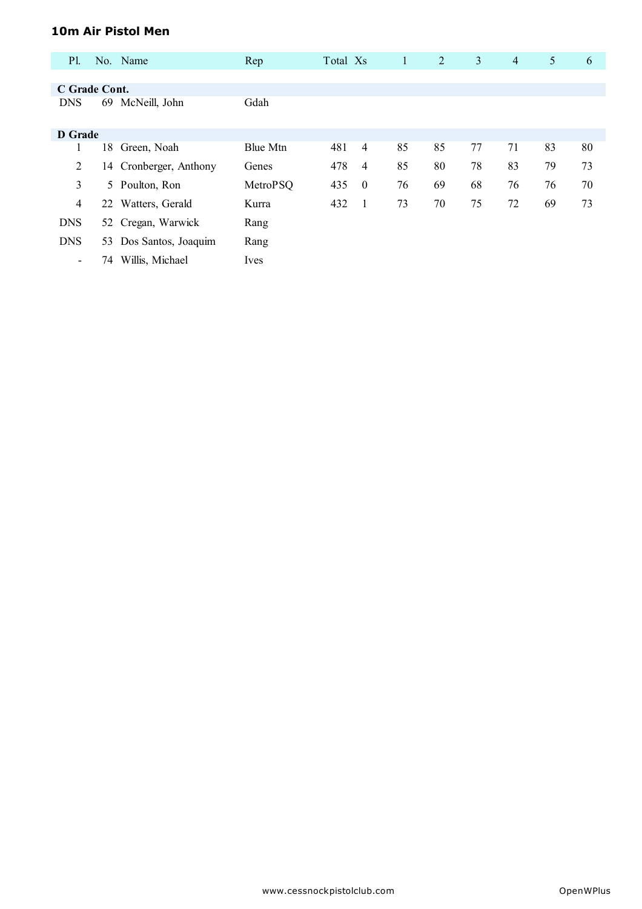## 10m Air Pistol Men

| Pl. | No. | Name | Rep | Total | Xs | 1 | 2 | 3 | 4 | 5 | 6 |
|---|---|---|---|---|---|---|---|---|---|---|---|
| **C Grade Cont.** | | | | | | | | | | | |
| DNS | 69 | McNeill, John | Gdah | | | | | | | | |
| **D Grade** | | | | | | | | | | | |
| 1 | 18 | Green, Noah | Blue Mtn | 481 | 4 | 85 | 85 | 77 | 71 | 83 | 80 |
| 2 | 14 | Cronberger, Anthony | Genes | 478 | 4 | 85 | 80 | 78 | 83 | 79 | 73 |
| 3 | 5 | Poulton, Ron | MetroPSQ | 435 | 0 | 76 | 69 | 68 | 76 | 76 | 70 |
| 4 | 22 | Watters, Gerald | Kurra | 432 | 1 | 73 | 70 | 75 | 72 | 69 | 73 |
| DNS | 52 | Cregan, Warwick | Rang | | | | | | | | |
| DNS | 53 | Dos Santos, Joaquim | Rang | | | | | | | | |
| - | 74 | Willis, Michael | Ives | | | | | | | | |

www.cessnockpistolclub.com OpenWPlus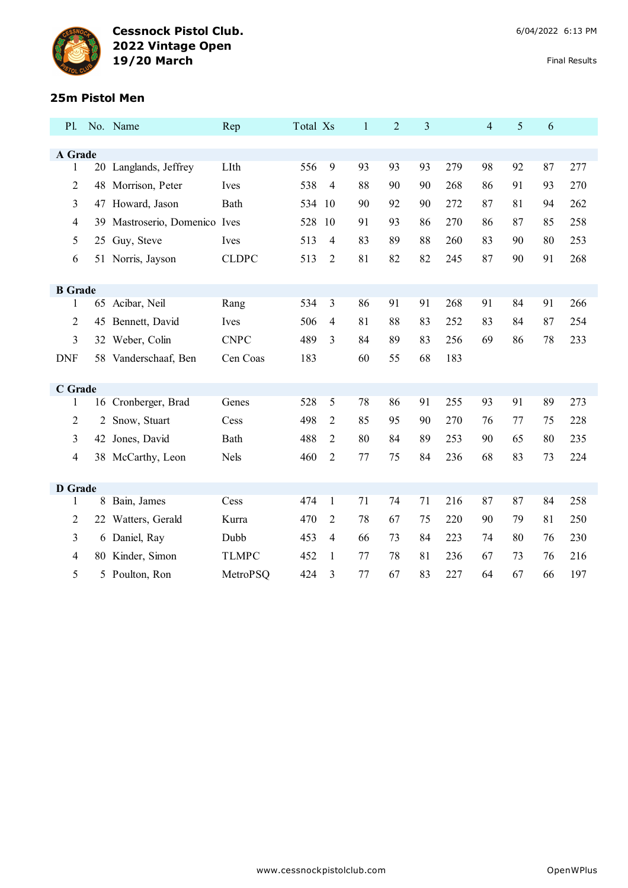**Cessnock Pistol Club.**
**2022 Vintage Open**
**19/20 March**

6/04/2022 6:13 PM

Final Results

## 25m Pistol Men

| Pl. | No. | Name | Rep | Total | Xs | 1 | 2 | 3 | | 4 | 5 | 6 | |
|---|---|---|---|---|---|---|---|---|---|---|---|---|---|
| **A Grade** | | | | | | | | | | | | | |
| 1 | 20 | Langlands, Jeffrey | LIth | 556 | 9 | 93 | 93 | 93 | 279 | 98 | 92 | 87 | 277 |
| 2 | 48 | Morrison, Peter | Ives | 538 | 4 | 88 | 90 | 90 | 268 | 86 | 91 | 93 | 270 |
| 3 | 47 | Howard, Jason | Bath | 534 | 10 | 90 | 92 | 90 | 272 | 87 | 81 | 94 | 262 |
| 4 | 39 | Mastroserio, Domenico | Ives | 528 | 10 | 91 | 93 | 86 | 270 | 86 | 87 | 85 | 258 |
| 5 | 25 | Guy, Steve | Ives | 513 | 4 | 83 | 89 | 88 | 260 | 83 | 90 | 80 | 253 |
| 6 | 51 | Norris, Jayson | CLDPC | 513 | 2 | 81 | 82 | 82 | 245 | 87 | 90 | 91 | 268 |
| **B Grade** | | | | | | | | | | | | | |
| 1 | 65 | Acibar, Neil | Rang | 534 | 3 | 86 | 91 | 91 | 268 | 91 | 84 | 91 | 266 |
| 2 | 45 | Bennett, David | Ives | 506 | 4 | 81 | 88 | 83 | 252 | 83 | 84 | 87 | 254 |
| 3 | 32 | Weber, Colin | CNPC | 489 | 3 | 84 | 89 | 83 | 256 | 69 | 86 | 78 | 233 |
| DNF | 58 | Vanderschaaf, Ben | Cen Coas | 183 | | 60 | 55 | 68 | 183 | | | | |
| **C Grade** | | | | | | | | | | | | | |
| 1 | 16 | Cronberger, Brad | Genes | 528 | 5 | 78 | 86 | 91 | 255 | 93 | 91 | 89 | 273 |
| 2 | 2 | Snow, Stuart | Cess | 498 | 2 | 85 | 95 | 90 | 270 | 76 | 77 | 75 | 228 |
| 3 | 42 | Jones, David | Bath | 488 | 2 | 80 | 84 | 89 | 253 | 90 | 65 | 80 | 235 |
| 4 | 38 | McCarthy, Leon | Nels | 460 | 2 | 77 | 75 | 84 | 236 | 68 | 83 | 73 | 224 |
| **D Grade** | | | | | | | | | | | | | |
| 1 | 8 | Bain, James | Cess | 474 | 1 | 71 | 74 | 71 | 216 | 87 | 87 | 84 | 258 |
| 2 | 22 | Watters, Gerald | Kurra | 470 | 2 | 78 | 67 | 75 | 220 | 90 | 79 | 81 | 250 |
| 3 | 6 | Daniel, Ray | Dubb | 453 | 4 | 66 | 73 | 84 | 223 | 74 | 80 | 76 | 230 |
| 4 | 80 | Kinder, Simon | TLMPC | 452 | 1 | 77 | 78 | 81 | 236 | 67 | 73 | 76 | 216 |
| 5 | 5 | Poulton, Ron | MetroPSQ | 424 | 3 | 77 | 67 | 83 | 227 | 64 | 67 | 66 | 197 |

www.cessnockpistolclub.com

OpenWPlus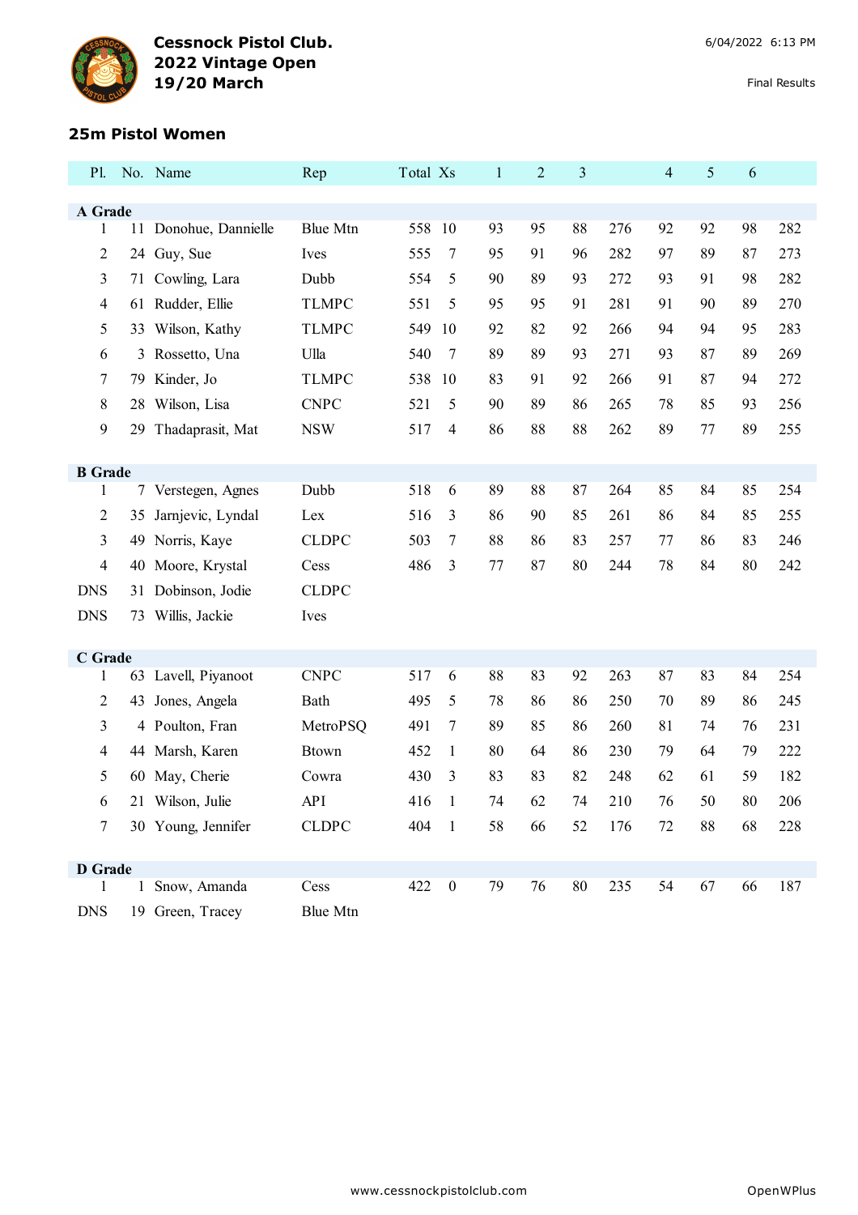**Cessnock Pistol Club.**
**2022 Vintage Open**
**19/20 March**

6/04/2022 6:13 PM

Final Results

## 25m Pistol Women

| Pl. | No. | Name | Rep | Total | Xs | 1 | 2 | 3 | | 4 | 5 | 6 | |
|---|---|---|---|---|---|---|---|---|---|---|---|---|---|
| **A Grade** | | | | | | | | | | | | | |
| 1 | 11 | Donohue, Dannielle | Blue Mtn | 558 | 10 | 93 | 95 | 88 | 276 | 92 | 92 | 98 | 282 |
| 2 | 24 | Guy, Sue | Ives | 555 | 7 | 95 | 91 | 96 | 282 | 97 | 89 | 87 | 273 |
| 3 | 71 | Cowling, Lara | Dubb | 554 | 5 | 90 | 89 | 93 | 272 | 93 | 91 | 98 | 282 |
| 4 | 61 | Rudder, Ellie | TLMPC | 551 | 5 | 95 | 95 | 91 | 281 | 91 | 90 | 89 | 270 |
| 5 | 33 | Wilson, Kathy | TLMPC | 549 | 10 | 92 | 82 | 92 | 266 | 94 | 94 | 95 | 283 |
| 6 | 3 | Rossetto, Una | Ulla | 540 | 7 | 89 | 89 | 93 | 271 | 93 | 87 | 89 | 269 |
| 7 | 79 | Kinder, Jo | TLMPC | 538 | 10 | 83 | 91 | 92 | 266 | 91 | 87 | 94 | 272 |
| 8 | 28 | Wilson, Lisa | CNPC | 521 | 5 | 90 | 89 | 86 | 265 | 78 | 85 | 93 | 256 |
| 9 | 29 | Thadaprasit, Mat | NSW | 517 | 4 | 86 | 88 | 88 | 262 | 89 | 77 | 89 | 255 |
| **B Grade** | | | | | | | | | | | | | |
| 1 | 7 | Verstegen, Agnes | Dubb | 518 | 6 | 89 | 88 | 87 | 264 | 85 | 84 | 85 | 254 |
| 2 | 35 | Jarnjevic, Lyndal | Lex | 516 | 3 | 86 | 90 | 85 | 261 | 86 | 84 | 85 | 255 |
| 3 | 49 | Norris, Kaye | CLDPC | 503 | 7 | 88 | 86 | 83 | 257 | 77 | 86 | 83 | 246 |
| 4 | 40 | Moore, Krystal | Cess | 486 | 3 | 77 | 87 | 80 | 244 | 78 | 84 | 80 | 242 |
| DNS | 31 | Dobinson, Jodie | CLDPC | | | | | | | | | | |
| DNS | 73 | Willis, Jackie | Ives | | | | | | | | | | |
| **C Grade** | | | | | | | | | | | | | |
| 1 | 63 | Lavell, Piyanoot | CNPC | 517 | 6 | 88 | 83 | 92 | 263 | 87 | 83 | 84 | 254 |
| 2 | 43 | Jones, Angela | Bath | 495 | 5 | 78 | 86 | 86 | 250 | 70 | 89 | 86 | 245 |
| 3 | 4 | Poulton, Fran | MetroPSQ | 491 | 7 | 89 | 85 | 86 | 260 | 81 | 74 | 76 | 231 |
| 4 | 44 | Marsh, Karen | Btown | 452 | 1 | 80 | 64 | 86 | 230 | 79 | 64 | 79 | 222 |
| 5 | 60 | May, Cherie | Cowra | 430 | 3 | 83 | 83 | 82 | 248 | 62 | 61 | 59 | 182 |
| 6 | 21 | Wilson, Julie | API | 416 | 1 | 74 | 62 | 74 | 210 | 76 | 50 | 80 | 206 |
| 7 | 30 | Young, Jennifer | CLDPC | 404 | 1 | 58 | 66 | 52 | 176 | 72 | 88 | 68 | 228 |
| **D Grade** | | | | | | | | | | | | | |
| 1 | 1 | Snow, Amanda | Cess | 422 | 0 | 79 | 76 | 80 | 235 | 54 | 67 | 66 | 187 |
| DNS | 19 | Green, Tracey | Blue Mtn | | | | | | | | | | |

www.cessnockpistolclub.com

OpenWPlus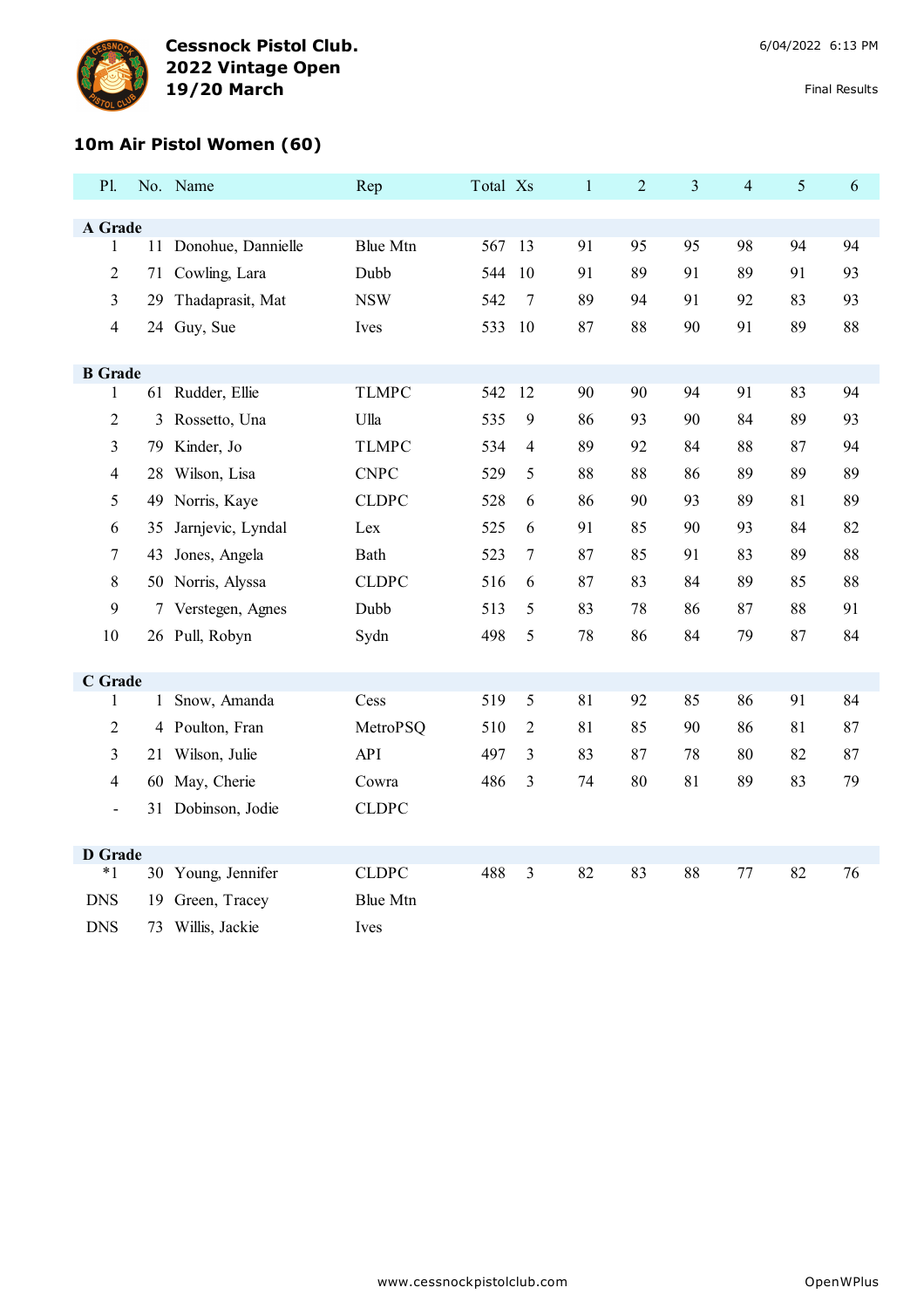**Cessnock Pistol Club.**
**2022 Vintage Open**
**19/20 March**

6/04/2022 6:13 PM

Final Results

### 10m Air Pistol Women (60)

| Pl. | No. | Name | Rep | Total | Xs | 1 | 2 | 3 | 4 | 5 | 6 |
|---|---|---|---|---|---|---|---|---|---|---|---|
| **A Grade** | | | | | | | | | | | |
| 1 | 11 | Donohue, Dannielle | Blue Mtn | 567 | 13 | 91 | 95 | 95 | 98 | 94 | 94 |
| 2 | 71 | Cowling, Lara | Dubb | 544 | 10 | 91 | 89 | 91 | 89 | 91 | 93 |
| 3 | 29 | Thadaprasit, Mat | NSW | 542 | 7 | 89 | 94 | 91 | 92 | 83 | 93 |
| 4 | 24 | Guy, Sue | Ives | 533 | 10 | 87 | 88 | 90 | 91 | 89 | 88 |
| **B Grade** | | | | | | | | | | | |
| 1 | 61 | Rudder, Ellie | TLMPC | 542 | 12 | 90 | 90 | 94 | 91 | 83 | 94 |
| 2 | 3 | Rossetto, Una | Ulla | 535 | 9 | 86 | 93 | 90 | 84 | 89 | 93 |
| 3 | 79 | Kinder, Jo | TLMPC | 534 | 4 | 89 | 92 | 84 | 88 | 87 | 94 |
| 4 | 28 | Wilson, Lisa | CNPC | 529 | 5 | 88 | 88 | 86 | 89 | 89 | 89 |
| 5 | 49 | Norris, Kaye | CLDPC | 528 | 6 | 86 | 90 | 93 | 89 | 81 | 89 |
| 6 | 35 | Jarnjevic, Lyndal | Lex | 525 | 6 | 91 | 85 | 90 | 93 | 84 | 82 |
| 7 | 43 | Jones, Angela | Bath | 523 | 7 | 87 | 85 | 91 | 83 | 89 | 88 |
| 8 | 50 | Norris, Alyssa | CLDPC | 516 | 6 | 87 | 83 | 84 | 89 | 85 | 88 |
| 9 | 7 | Verstegen, Agnes | Dubb | 513 | 5 | 83 | 78 | 86 | 87 | 88 | 91 |
| 10 | 26 | Pull, Robyn | Sydn | 498 | 5 | 78 | 86 | 84 | 79 | 87 | 84 |
| **C Grade** | | | | | | | | | | | |
| 1 | 1 | Snow, Amanda | Cess | 519 | 5 | 81 | 92 | 85 | 86 | 91 | 84 |
| 2 | 4 | Poulton, Fran | MetroPSQ | 510 | 2 | 81 | 85 | 90 | 86 | 81 | 87 |
| 3 | 21 | Wilson, Julie | API | 497 | 3 | 83 | 87 | 78 | 80 | 82 | 87 |
| 4 | 60 | May, Cherie | Cowra | 486 | 3 | 74 | 80 | 81 | 89 | 83 | 79 |
| - | 31 | Dobinson, Jodie | CLDPC | | | | | | | | |
| **D Grade** | | | | | | | | | | | |
| *1 | 30 | Young, Jennifer | CLDPC | 488 | 3 | 82 | 83 | 88 | 77 | 82 | 76 |
| DNS | 19 | Green, Tracey | Blue Mtn | | | | | | | | |
| DNS | 73 | Willis, Jackie | Ives | | | | | | | | |

www.cessnockpistolclub.com OpenWPlus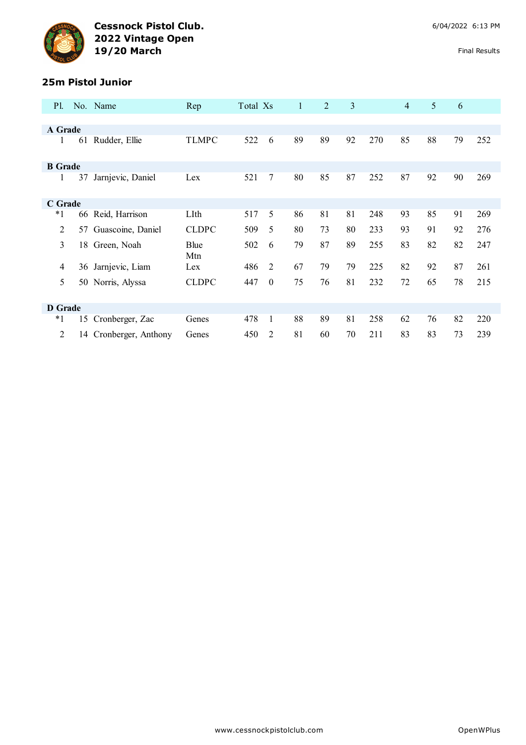# Cessnock Pistol Club.
## 2022 Vintage Open
## 19/20 March

Final Results

### 25m Pistol Junior

| Pl. | No. | Name | Rep | Total | Xs | 1 | 2 | 3 | | 4 | 5 | 6 | |
|---|---|---|---|---|---|---|---|---|---|---|---|---|---|
| **A Grade** | | | | | | | | | | | | | |
| 1 | 61 | Rudder, Ellie | TLMPC | 522 | 6 | 89 | 89 | 92 | 270 | 85 | 88 | 79 | 252 |
| **B Grade** | | | | | | | | | | | | | |
| 1 | 37 | Jarnjevic, Daniel | Lex | 521 | 7 | 80 | 85 | 87 | 252 | 87 | 92 | 90 | 269 |
| **C Grade** | | | | | | | | | | | | | |
| *1 | 66 | Reid, Harrison | LIth | 517 | 5 | 86 | 81 | 81 | 248 | 93 | 85 | 91 | 269 |
| 2 | 57 | Guascoine, Daniel | CLDPC | 509 | 5 | 80 | 73 | 80 | 233 | 93 | 91 | 92 | 276 |
| 3 | 18 | Green, Noah | Blue Mtn | 502 | 6 | 79 | 87 | 89 | 255 | 83 | 82 | 82 | 247 |
| 4 | 36 | Jarnjevic, Liam | Lex | 486 | 2 | 67 | 79 | 79 | 225 | 82 | 92 | 87 | 261 |
| 5 | 50 | Norris, Alyssa | CLDPC | 447 | 0 | 75 | 76 | 81 | 232 | 72 | 65 | 78 | 215 |
| **D Grade** | | | | | | | | | | | | | |
| *1 | 15 | Cronberger, Zac | Genes | 478 | 1 | 88 | 89 | 81 | 258 | 62 | 76 | 82 | 220 |
| 2 | 14 | Cronberger, Anthony | Genes | 450 | 2 | 81 | 60 | 70 | 211 | 83 | 83 | 73 | 239 |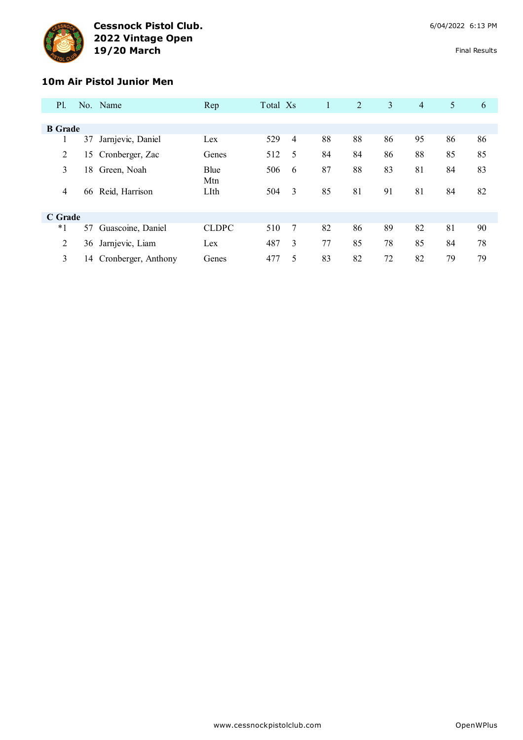**Cessnock Pistol Club.**
**2022 Vintage Open**
**19/20 March**

6/04/2022 6:13 PM

Final Results

### 10m Air Pistol Junior Men

| Pl. | No. | Name | Rep | Total | Xs | 1 | 2 | 3 | 4 | 5 | 6 |
|---|---|---|---|---|---|---|---|---|---|---|---|
| **B Grade** | | | | | | | | | | | |
| 1 | 37 | Jarnjevic, Daniel | Lex | 529 | 4 | 88 | 88 | 86 | 95 | 86 | 86 |
| 2 | 15 | Cronberger, Zac | Genes | 512 | 5 | 84 | 84 | 86 | 88 | 85 | 85 |
| 3 | 18 | Green, Noah | Blue Mtn | 506 | 6 | 87 | 88 | 83 | 81 | 84 | 83 |
| 4 | 66 | Reid, Harrison | LIth | 504 | 3 | 85 | 81 | 91 | 81 | 84 | 82 |
| **C Grade** | | | | | | | | | | | |
| *1 | 57 | Guascoine, Daniel | CLDPC | 510 | 7 | 82 | 86 | 89 | 82 | 81 | 90 |
| 2 | 36 | Jarnjevic, Liam | Lex | 487 | 3 | 77 | 85 | 78 | 85 | 84 | 78 |
| 3 | 14 | Cronberger, Anthony | Genes | 477 | 5 | 83 | 82 | 72 | 82 | 79 | 79 |

www.cessnockpistolclub.com

OpenWPlus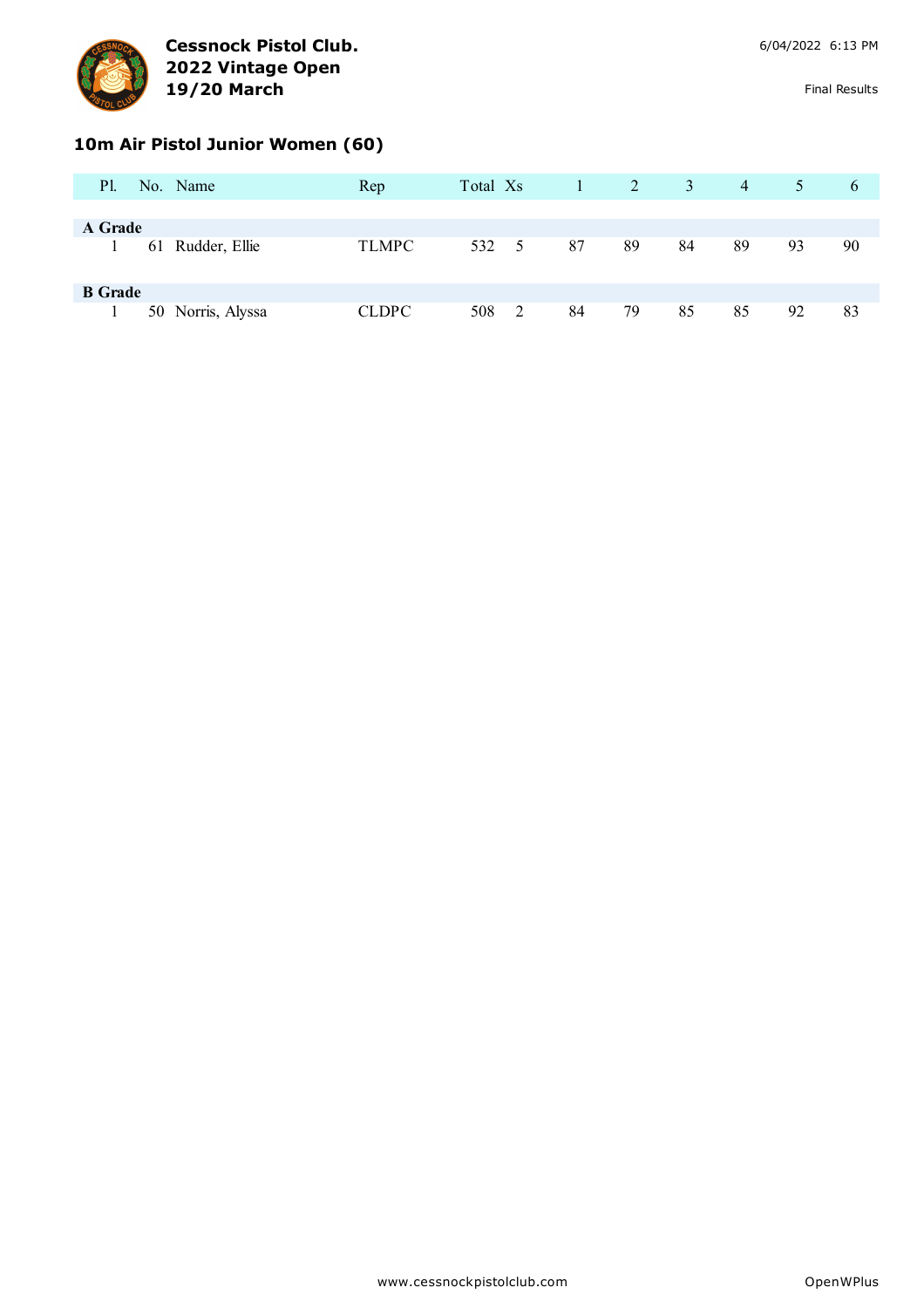**Cessnock Pistol Club.**
**2022 Vintage Open**
**19/20 March**

Final Results

## 10m Air Pistol Junior Women (60)

| Pl. | No. | Name | Rep | Total | Xs | 1 | 2 | 3 | 4 | 5 | 6 |
|---|---|---|---|---|---|---|---|---|---|---|---|
| **A Grade** | | | | | | | | | | | |
| 1 | 61 | Rudder, Ellie | TLMPC | 532 | 5 | 87 | 89 | 84 | 89 | 93 | 90 |
| **B Grade** | | | | | | | | | | | |
| 1 | 50 | Norris, Alyssa | CLDPC | 508 | 2 | 84 | 79 | 85 | 85 | 92 | 83 |